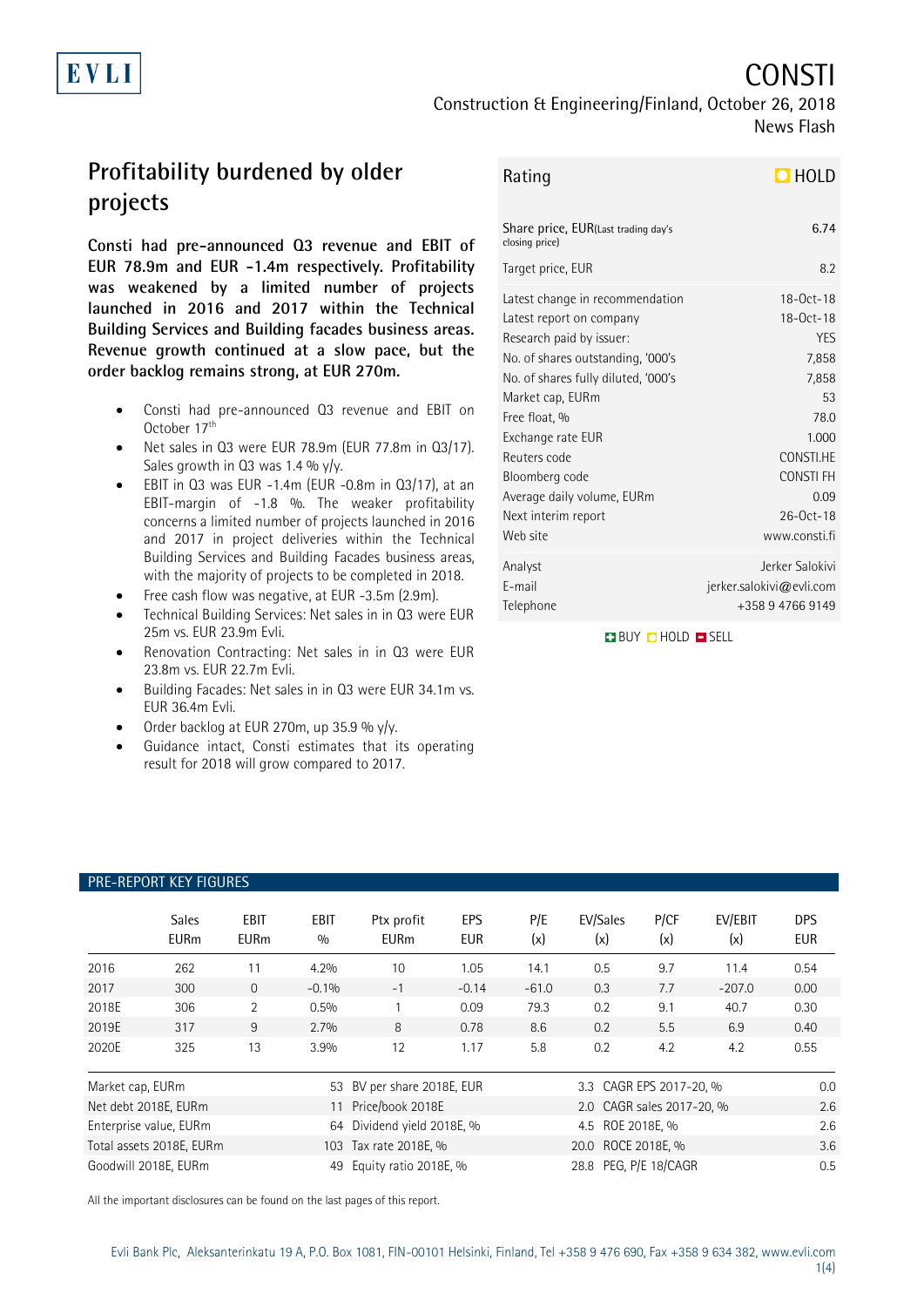EVLI

# CONSTI

Construction & Engineering/Finland, October 26, 2018

News Flash

## Profitability burdened by older projects

**Consti had pre-announced Q3 revenue and EBIT of EUR 78.9m and EUR -1.4m respectively. Profitability was weakened by a limited number of projects launched in 2016 and 2017 within the Technical Building Services and Building facades business areas. Revenue growth continued at a slow pace, but the order backlog remains strong, at EUR 270m.**

- Consti had pre-announced Q3 revenue and EBIT on October 17th
- Net sales in Q3 were EUR 78.9m (EUR 77.8m in Q3/17). Sales growth in Q3 was 1.4 % y/y.
- EBIT in Q3 was EUR -1.4m (EUR -0.8m in Q3/17), at an EBIT-margin of -1.8 %. The weaker profitability concerns a limited number of projects launched in 2016 and 2017 in project deliveries within the Technical Building Services and Building Facades business areas, with the majority of projects to be completed in 2018.
- Free cash flow was negative, at EUR -3.5m (2.9m).
- Technical Building Services: Net sales in Q3 were EUR 25m vs. EUR 23.9m Evli.
- Renovation Contracting: Net sales in in Q3 were EUR 23.8m vs. EUR 22.7m Evli.
- Building Facades: Net sales in in Q3 were EUR 34.1m vs. EUR 36.4m Evli.
- Order backlog at EUR 270m, up 35.9 % y/y.
- Guidance intact, Consti estimates that its operating result for 2018 will grow compared to 2017.

| Rating | HOLD |
|---|---|
| Share price, EUR (Last trading day's closing price) | 6.74 |
| Target price, EUR | 8.2 |
| Latest change in recommendation | 18-Oct-18 |
| Latest report on company | 18-Oct-18 |
| Research paid by issuer: | YES |
| No. of shares outstanding, '000's | 7,858 |
| No. of shares fully diluted, '000's | 7,858 |
| Market cap, EURm | 53 |
| Free float, % | 78.0 |
| Exchange rate EUR | 1.000 |
| Reuters code | CONSTI.HE |
| Bloomberg code | CONSTI FH |
| Average daily volume, EURm | 0.09 |
| Next interim report | 26-Oct-18 |
| Web site | www.consti.fi |
| Analyst | Jerker Salokivi |
| E-mail | jerker.salokivi@evli.com |
| Telephone | +358 9 4766 9149 |

BUY HOLD SELL

### PRE-REPORT KEY FIGURES

| | Sales EURm | EBIT EURm | EBIT % | Ptx profit EURm | EPS EUR | P/E (x) | EV/Sales (x) | P/CF (x) | EV/EBIT (x) | DPS EUR |
|---|---|---|---|---|---|---|---|---|---|---|
| 2016 | 262 | 11 | 4.2% | 10 | 1.05 | 14.1 | 0.5 | 9.7 | 11.4 | 0.54 |
| 2017 | 300 | 0 | -0.1% | -1 | -0.14 | -61.0 | 0.3 | 7.7 | -207.0 | 0.00 |
| 2018E | 306 | 2 | 0.5% | 1 | 0.09 | 79.3 | 0.2 | 9.1 | 40.7 | 0.30 |
| 2019E | 317 | 9 | 2.7% | 8 | 0.78 | 8.6 | 0.2 | 5.5 | 6.9 | 0.40 |
| 2020E | 325 | 13 | 3.9% | 12 | 1.17 | 5.8 | 0.2 | 4.2 | 4.2 | 0.55 |

| | | | | | |
|---|---|---|---|---|---|
| Market cap, EURm | 53 | BV per share 2018E, EUR | 3.3 | CAGR EPS 2017-20, % | 0.0 |
| Net debt 2018E, EURm | 11 | Price/book 2018E | 2.0 | CAGR sales 2017-20, % | 2.6 |
| Enterprise value, EURm | 64 | Dividend yield 2018E, % | 4.5 | ROE 2018E, % | 2.6 |
| Total assets 2018E, EURm | 103 | Tax rate 2018E, % | 20.0 | ROCE 2018E, % | 3.6 |
| Goodwill 2018E, EURm | 49 | Equity ratio 2018E, % | 28.8 | PEG, P/E 18/CAGR | 0.5 |

All the important disclosures can be found on the last pages of this report.

Evli Bank Plc, Aleksanterinkatu 19 A, P.O. Box 1081, FIN-00101 Helsinki, Finland, Tel +358 9 476 690, Fax +358 9 634 382, www.evli.com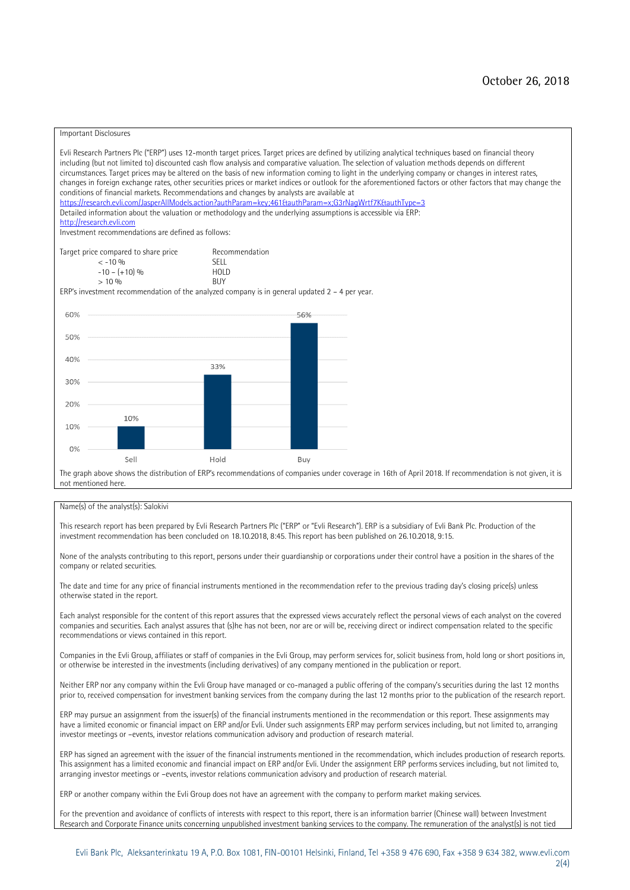October 26, 2018

Important Disclosures

Evli Research Partners Plc ("ERP") uses 12-month target prices. Target prices are defined by utilizing analytical techniques based on financial theory including (but not limited to) discounted cash flow analysis and comparative valuation. The selection of valuation methods depends on different circumstances. Target prices may be altered on the basis of new information coming to light in the underlying company or changes in interest rates, changes in foreign exchange rates, other securities prices or market indices or outlook for the aforementioned factors or other factors that may change the conditions of financial markets. Recommendations and changes by analysts are available at https://research.evli.com/JasperAllModels.action?authParam=key;461&authParam=x;G3rNagWrtf7K&authType=3
Detailed information about the valuation or methodology and the underlying assumptions is accessible via ERP: http://research.evli.com
Investment recommendations are defined as follows:

| Target price compared to share price | Recommendation |
| --- | --- |
| < -10 % | SELL |
| -10 – (+10) % | HOLD |
| > 10 % | BUY |

ERP's investment recommendation of the analyzed company is in general updated 2 – 4 per year.

| | Sell | Hold | Buy |
| --- | --- | --- | --- |
| Share of recommendations | 10% | 33% | 56% |

The graph above shows the distribution of ERP's recommendations of companies under coverage in 16th of April 2018. If recommendation is not given, it is not mentioned here.

Name(s) of the analyst(s): Salokivi

This research report has been prepared by Evli Research Partners Plc ("ERP" or "Evli Research"). ERP is a subsidiary of Evli Bank Plc. Production of the investment recommendation has been concluded on 18.10.2018, 8:45. This report has been published on 26.10.2018, 9:15.

None of the analysts contributing to this report, persons under their guardianship or corporations under their control have a position in the shares of the company or related securities.

The date and time for any price of financial instruments mentioned in the recommendation refer to the previous trading day's closing price(s) unless otherwise stated in the report.

Each analyst responsible for the content of this report assures that the expressed views accurately reflect the personal views of each analyst on the covered companies and securities. Each analyst assures that (s)he has not been, nor are or will be, receiving direct or indirect compensation related to the specific recommendations or views contained in this report.

Companies in the Evli Group, affiliates or staff of companies in the Evli Group, may perform services for, solicit business from, hold long or short positions in, or otherwise be interested in the investments (including derivatives) of any company mentioned in the publication or report.

Neither ERP nor any company within the Evli Group have managed or co-managed a public offering of the company's securities during the last 12 months prior to, received compensation for investment banking services from the company during the last 12 months prior to the publication of the research report.

ERP may pursue an assignment from the issuer(s) of the financial instruments mentioned in the recommendation or this report. These assignments may have a limited economic or financial impact on ERP and/or Evli. Under such assignments ERP may perform services including, but not limited to, arranging investor meetings or –events, investor relations communication advisory and production of research material.

ERP has signed an agreement with the issuer of the financial instruments mentioned in the recommendation, which includes production of research reports. This assignment has a limited economic and financial impact on ERP and/or Evli. Under the assignment ERP performs services including, but not limited to, arranging investor meetings or –events, investor relations communication advisory and production of research material.

ERP or another company within the Evli Group does not have an agreement with the company to perform market making services.

For the prevention and avoidance of conflicts of interests with respect to this report, there is an information barrier (Chinese wall) between Investment Research and Corporate Finance units concerning unpublished investment banking services to the company. The remuneration of the analyst(s) is not tied

Evli Bank Plc, Aleksanterinkatu 19 A, P.O. Box 1081, FIN-00101 Helsinki, Finland, Tel +358 9 476 690, Fax +358 9 634 382, www.evli.com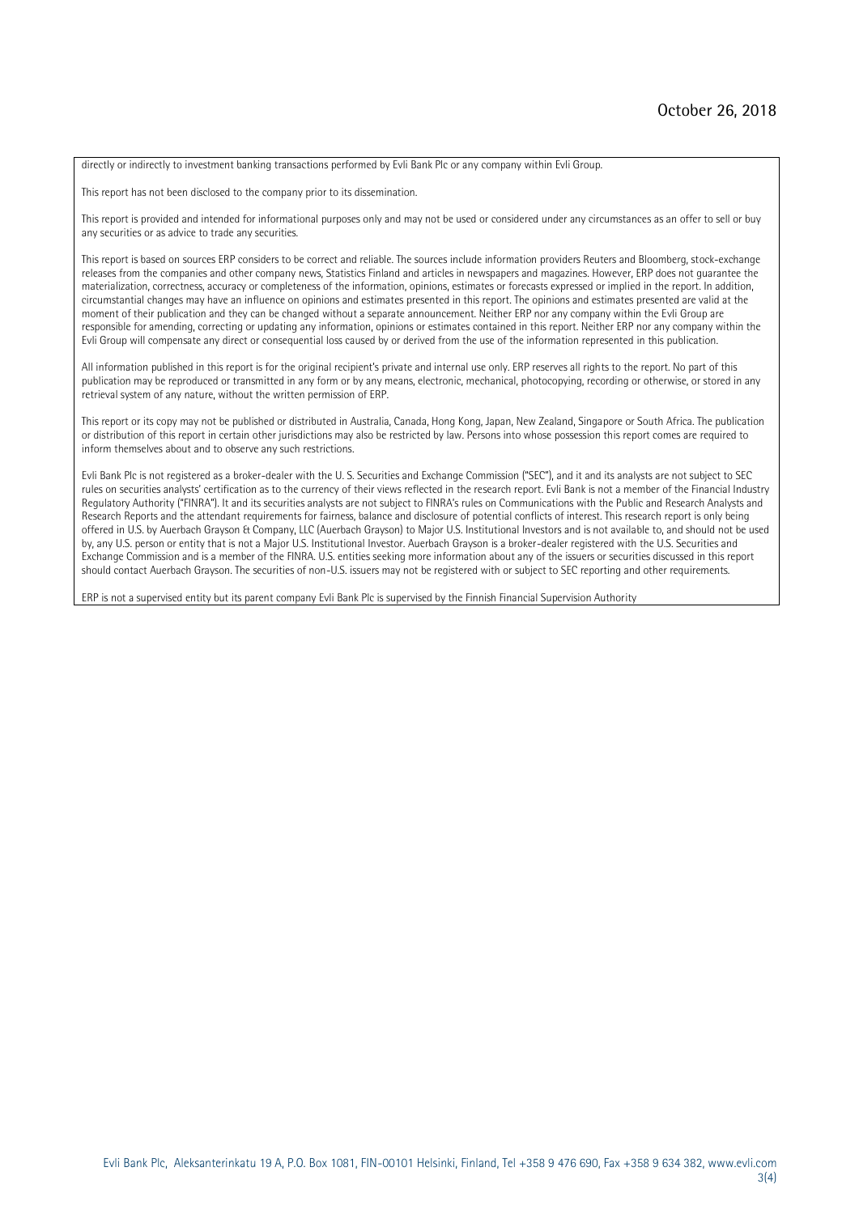directly or indirectly to investment banking transactions performed by Evli Bank Plc or any company within Evli Group.

This report has not been disclosed to the company prior to its dissemination.

This report is provided and intended for informational purposes only and may not be used or considered under any circumstances as an offer to sell or buy any securities or as advice to trade any securities.

This report is based on sources ERP considers to be correct and reliable. The sources include information providers Reuters and Bloomberg, stock-exchange releases from the companies and other company news, Statistics Finland and articles in newspapers and magazines. However, ERP does not guarantee the materialization, correctness, accuracy or completeness of the information, opinions, estimates or forecasts expressed or implied in the report. In addition, circumstantial changes may have an influence on opinions and estimates presented in this report. The opinions and estimates presented are valid at the moment of their publication and they can be changed without a separate announcement. Neither ERP nor any company within the Evli Group are responsible for amending, correcting or updating any information, opinions or estimates contained in this report. Neither ERP nor any company within the Evli Group will compensate any direct or consequential loss caused by or derived from the use of the information represented in this publication.

All information published in this report is for the original recipient's private and internal use only. ERP reserves all rights to the report. No part of this publication may be reproduced or transmitted in any form or by any means, electronic, mechanical, photocopying, recording or otherwise, or stored in any retrieval system of any nature, without the written permission of ERP.

This report or its copy may not be published or distributed in Australia, Canada, Hong Kong, Japan, New Zealand, Singapore or South Africa. The publication or distribution of this report in certain other jurisdictions may also be restricted by law. Persons into whose possession this report comes are required to inform themselves about and to observe any such restrictions.

Evli Bank Plc is not registered as a broker-dealer with the U. S. Securities and Exchange Commission ("SEC"), and it and its analysts are not subject to SEC rules on securities analysts' certification as to the currency of their views reflected in the research report. Evli Bank is not a member of the Financial Industry Regulatory Authority ("FINRA"). It and its securities analysts are not subject to FINRA's rules on Communications with the Public and Research Analysts and Research Reports and the attendant requirements for fairness, balance and disclosure of potential conflicts of interest. This research report is only being offered in U.S. by Auerbach Grayson & Company, LLC (Auerbach Grayson) to Major U.S. Institutional Investors and is not available to, and should not be used by, any U.S. person or entity that is not a Major U.S. Institutional Investor. Auerbach Grayson is a broker-dealer registered with the U.S. Securities and Exchange Commission and is a member of the FINRA. U.S. entities seeking more information about any of the issuers or securities discussed in this report should contact Auerbach Grayson. The securities of non-U.S. issuers may not be registered with or subject to SEC reporting and other requirements.

ERP is not a supervised entity but its parent company Evli Bank Plc is supervised by the Finnish Financial Supervision Authority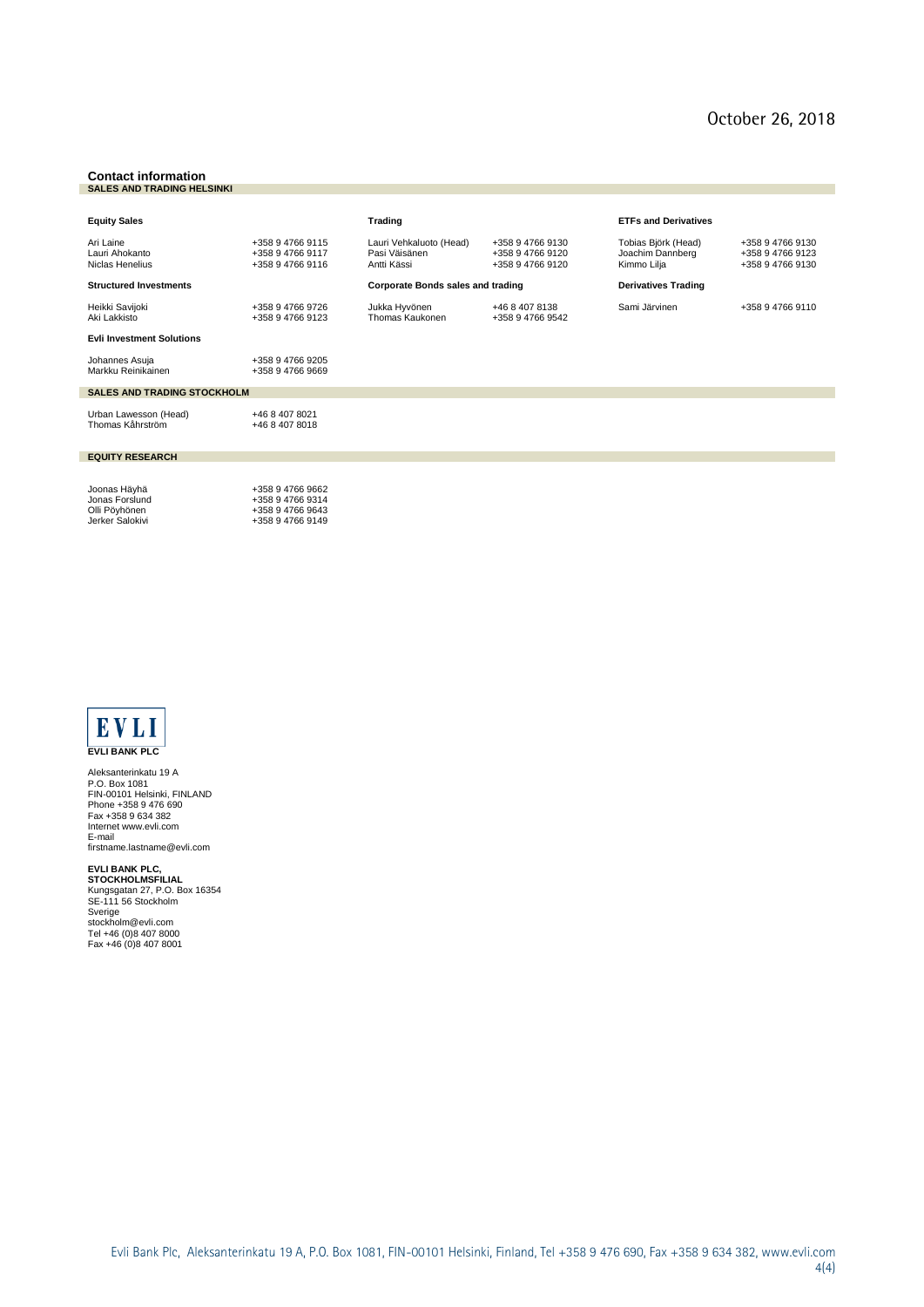October 26, 2018

## Contact information

### SALES AND TRADING HELSINKI

| Equity Sales | | Trading | | ETFs and Derivatives | |
|---|---|---|---|---|---|
| Ari Laine | +358 9 4766 9115 | Lauri Vehkaluoto (Head) | +358 9 4766 9130 | Tobias Björk (Head) | +358 9 4766 9130 |
| Lauri Ahokanto | +358 9 4766 9117 | Pasi Väisänen | +358 9 4766 9120 | Joachim Dannberg | +358 9 4766 9123 |
| Niclas Henelius | +358 9 4766 9116 | Antti Kässi | +358 9 4766 9120 | Kimmo Lilja | +358 9 4766 9130 |
| **Structured Investments** | | **Corporate Bonds sales and trading** | | **Derivatives Trading** | |
| Heikki Savijoki | +358 9 4766 9726 | Jukka Hyvönen | +46 8 407 8138 | Sami Järvinen | +358 9 4766 9110 |
| Aki Lakkisto | +358 9 4766 9123 | Thomas Kaukonen | +358 9 4766 9542 | | |
| **Evli Investment Solutions** | | | | | |
| Johannes Asuja | +358 9 4766 9205 | | | | |
| Markku Reinikainen | +358 9 4766 9669 | | | | |

### SALES AND TRADING STOCKHOLM

| | |
|---|---|
| Urban Lawesson (Head) | +46 8 407 8021 |
| Thomas Kåhrström | +46 8 407 8018 |

### EQUITY RESEARCH

| | |
|---|---|
| Joonas Häyhä | +358 9 4766 9662 |
| Jonas Forslund | +358 9 4766 9314 |
| Olli Pöyhönen | +358 9 4766 9643 |
| Jerker Salokivi | +358 9 4766 9149 |

EVLI

**EVLI BANK PLC**

Aleksanterinkatu 19 A
P.O. Box 1081
FIN-00101 Helsinki, FINLAND
Phone +358 9 476 690
Fax +358 9 634 382
Internet www.evli.com
E-mail
firstname.lastname@evli.com

**EVLI BANK PLC,**
**STOCKHOLMSFILIAL**
Kungsgatan 27, P.O. Box 16354
SE-111 56 Stockholm
Sverige
stockholm@evli.com
Tel +46 (0)8 407 8000
Fax +46 (0)8 407 8001